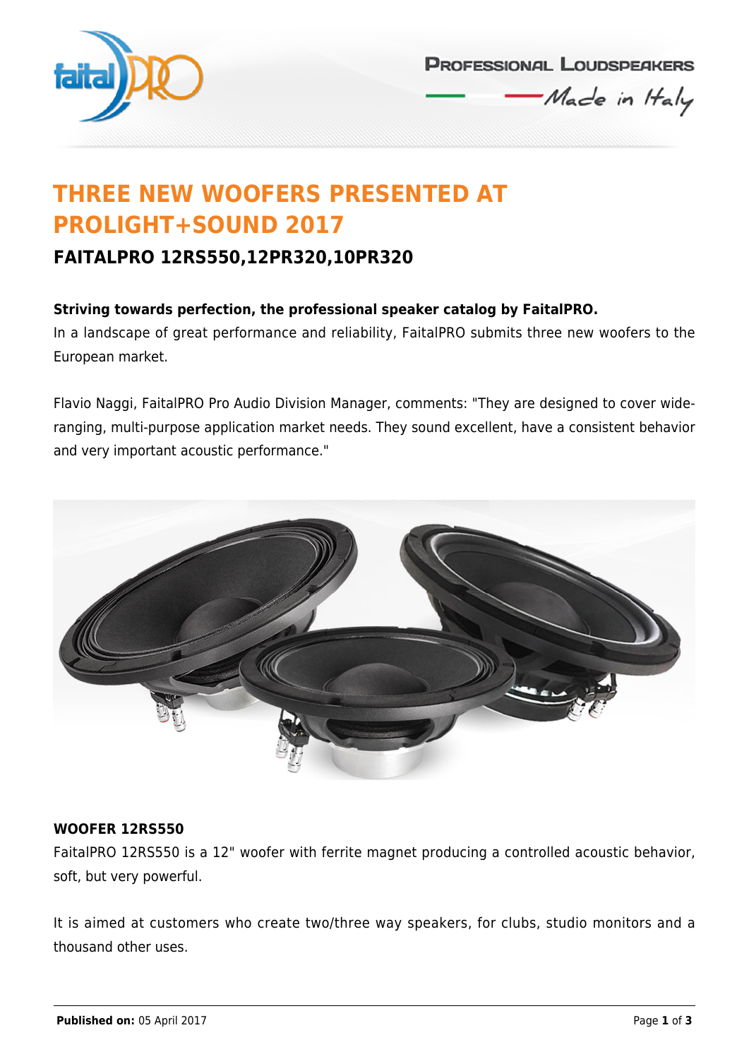# THREE NEW WOOFERS PRESENTED AT PROLIGHT+SOUND 2017

## FAITALPRO 12RS550,12PR320,10PR320

**Striving towards perfection, the professional speaker catalog by FaitalPRO.**

In a landscape of great performance and reliability, FaitalPRO submits three new woofers to the European market.

Flavio Naggi, FaitalPRO Pro Audio Division Manager, comments: "They are designed to cover wide-ranging, multi-purpose application market needs. They sound excellent, have a consistent behavior and very important acoustic performance."

**WOOFER 12RS550**

FaitalPRO 12RS550 is a 12" woofer with ferrite magnet producing a controlled acoustic behavior, soft, but very powerful.

It is aimed at customers who create two/three way speakers, for clubs, studio monitors and a thousand other uses.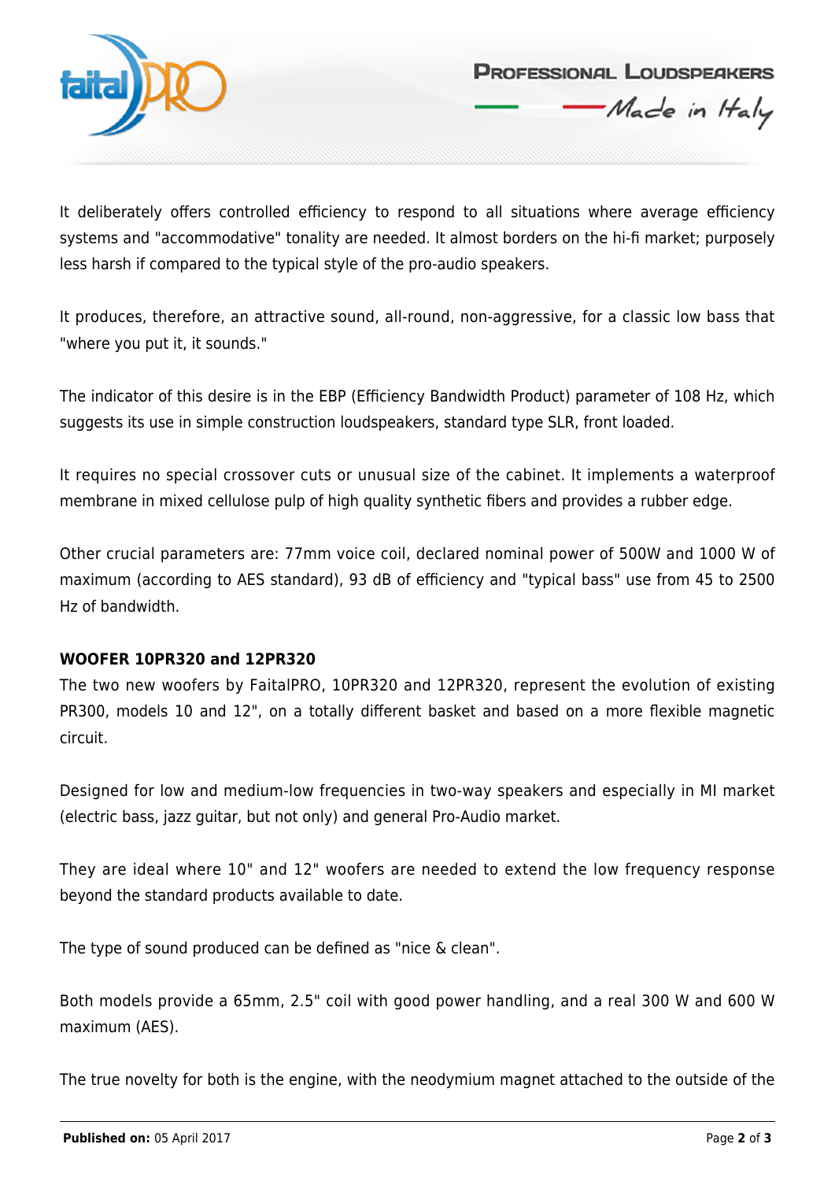It deliberately offers controlled efficiency to respond to all situations where average efficiency systems and "accommodative" tonality are needed. It almost borders on the hi-fi market; purposely less harsh if compared to the typical style of the pro-audio speakers.

It produces, therefore, an attractive sound, all-round, non-aggressive, for a classic low bass that "where you put it, it sounds."

The indicator of this desire is in the EBP (Efficiency Bandwidth Product) parameter of 108 Hz, which suggests its use in simple construction loudspeakers, standard type SLR, front loaded.

It requires no special crossover cuts or unusual size of the cabinet. It implements a waterproof membrane in mixed cellulose pulp of high quality synthetic fibers and provides a rubber edge.

Other crucial parameters are: 77mm voice coil, declared nominal power of 500W and 1000 W of maximum (according to AES standard), 93 dB of efficiency and "typical bass" use from 45 to 2500 Hz of bandwidth.

**WOOFER 10PR320 and 12PR320**

The two new woofers by FaitalPRO, 10PR320 and 12PR320, represent the evolution of existing PR300, models 10 and 12", on a totally different basket and based on a more flexible magnetic circuit.

Designed for low and medium-low frequencies in two-way speakers and especially in MI market (electric bass, jazz guitar, but not only) and general Pro-Audio market.

They are ideal where 10" and 12" woofers are needed to extend the low frequency response beyond the standard products available to date.

The type of sound produced can be defined as "nice & clean".

Both models provide a 65mm, 2.5" coil with good power handling, and a real 300 W and 600 W maximum (AES).

The true novelty for both is the engine, with the neodymium magnet attached to the outside of the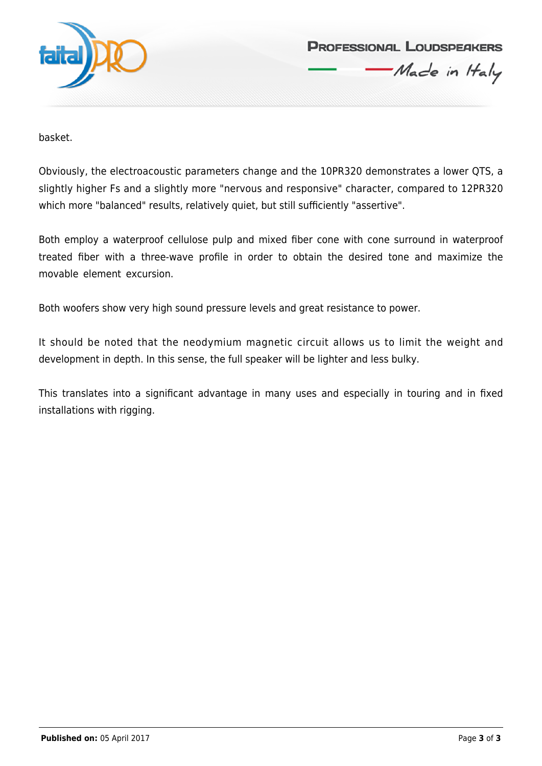basket.

Obviously, the electroacoustic parameters change and the 10PR320 demonstrates a lower QTS, a slightly higher Fs and a slightly more "nervous and responsive" character, compared to 12PR320 which more "balanced" results, relatively quiet, but still sufficiently "assertive".

Both employ a waterproof cellulose pulp and mixed fiber cone with cone surround in waterproof treated fiber with a three-wave profile in order to obtain the desired tone and maximize the movable element excursion.

Both woofers show very high sound pressure levels and great resistance to power.

It should be noted that the neodymium magnetic circuit allows us to limit the weight and development in depth. In this sense, the full speaker will be lighter and less bulky.

This translates into a significant advantage in many uses and especially in touring and in fixed installations with rigging.